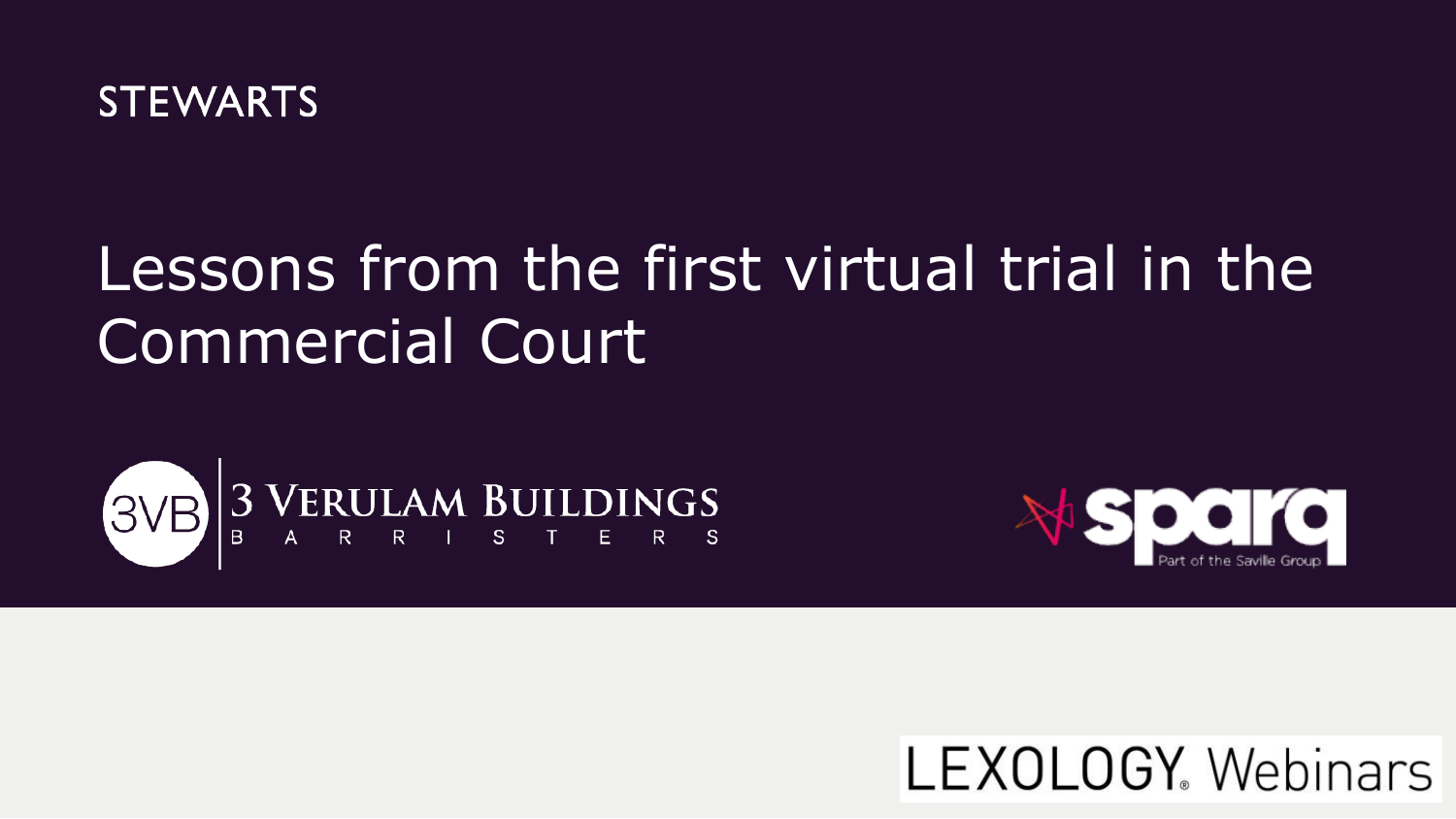STEWARTS

# Lessons from the first virtual trial in the Commercial Court

3VB | 3 VERULAM BUILDINGS
BARRISTERS

sparq
Part of the Saville Group

LEXOLOGY. Webinars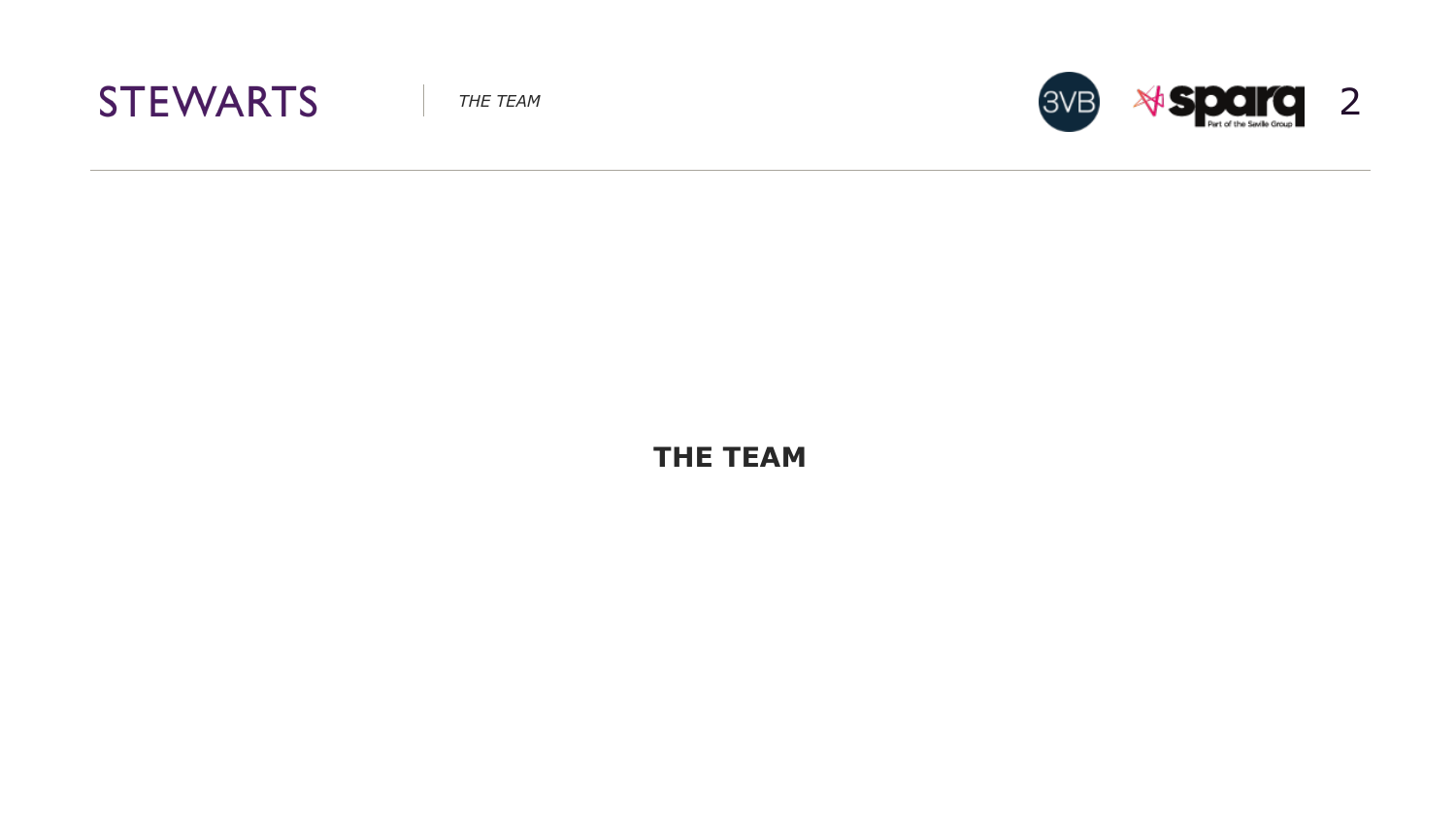# THE TEAM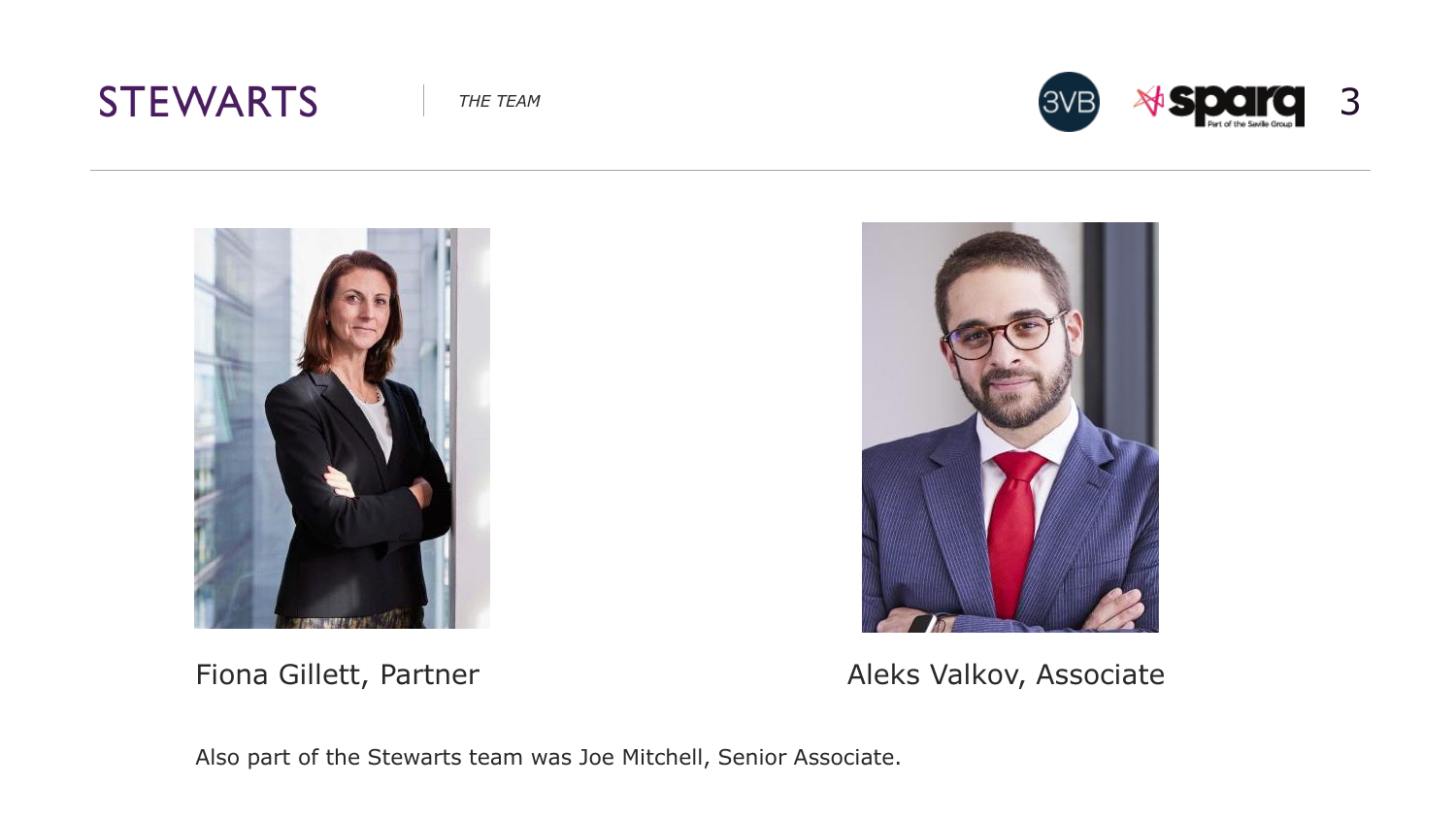## THE TEAM

Fiona Gillett, Partner

Aleks Valkov, Associate

Also part of the Stewarts team was Joe Mitchell, Senior Associate.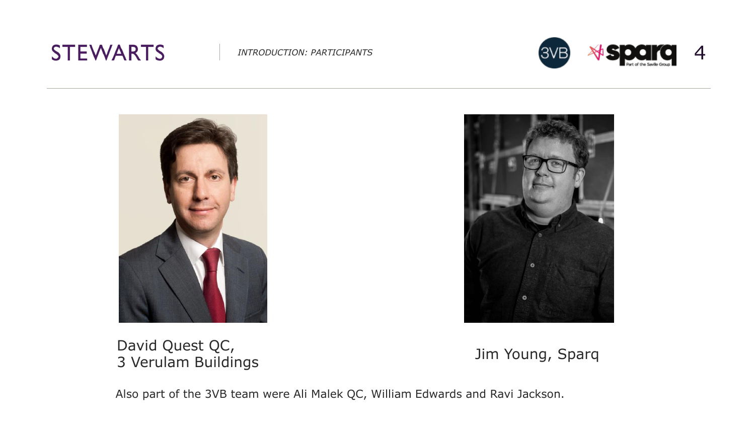## INTRODUCTION: PARTICIPANTS

David Quest QC,
3 Verulam Buildings

Jim Young, Sparq

Also part of the 3VB team were Ali Malek QC, William Edwards and Ravi Jackson.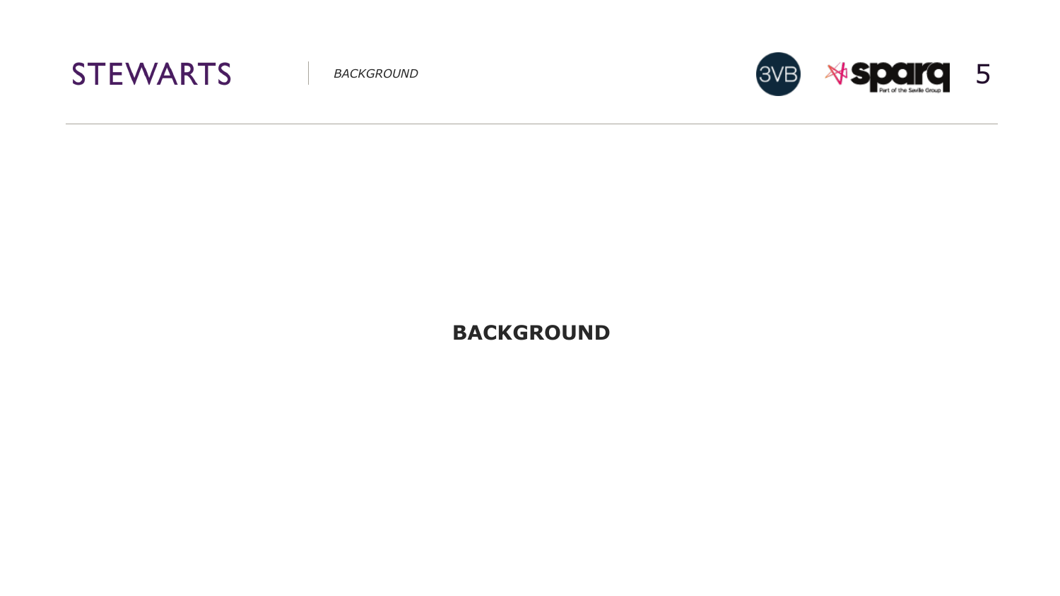# BACKGROUND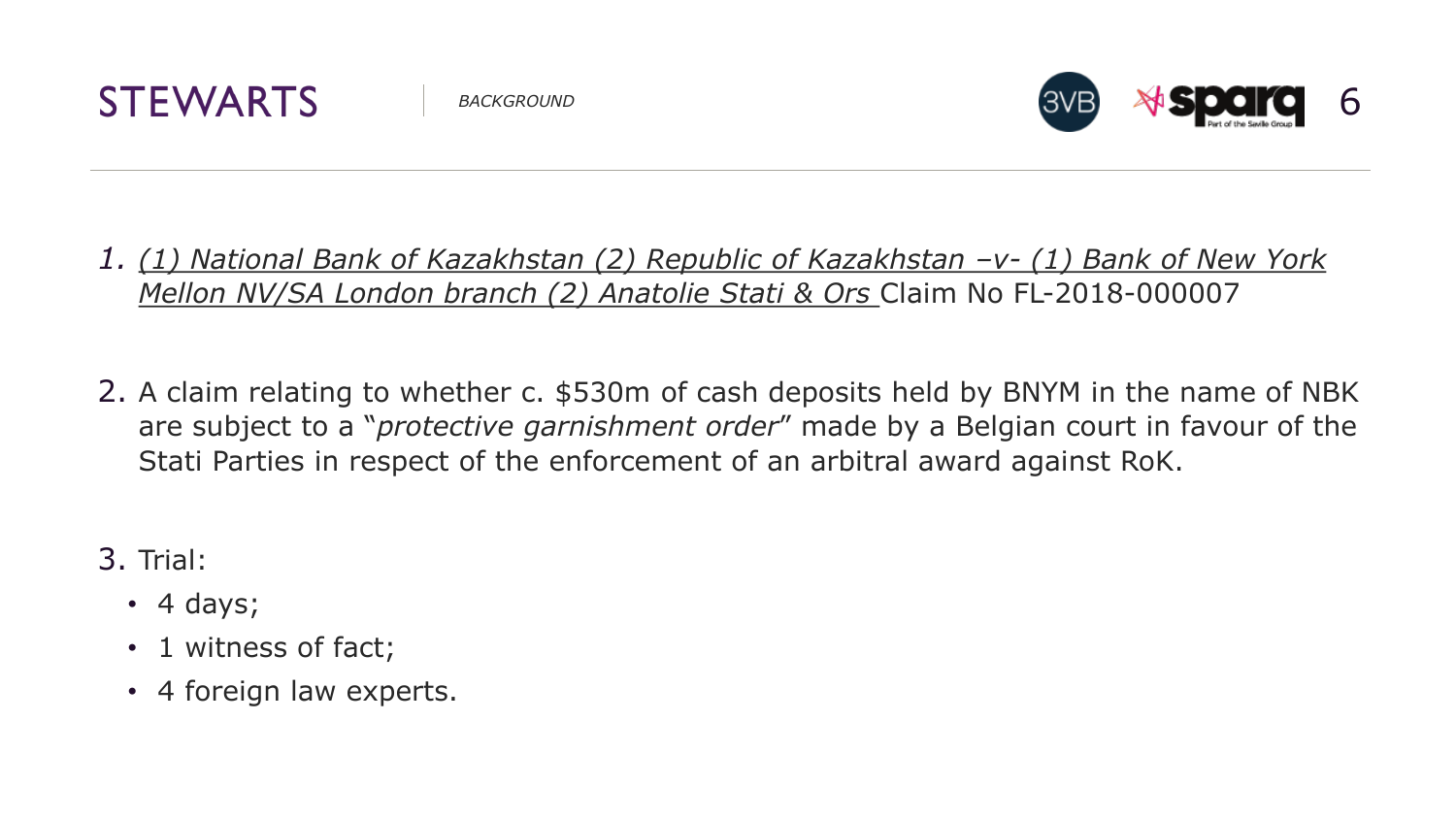## BACKGROUND

1. *(1) National Bank of Kazakhstan (2) Republic of Kazakhstan –v- (1) Bank of New York Mellon NV/SA London branch (2) Anatolie Stati & Ors* Claim No FL-2018-000007

2. A claim relating to whether c. $530m of cash deposits held by BNYM in the name of NBK are subject to a "*protective garnishment order*" made by a Belgian court in favour of the Stati Parties in respect of the enforcement of an arbitral award against RoK.

3. Trial:
   - 4 days;
   - 1 witness of fact;
   - 4 foreign law experts.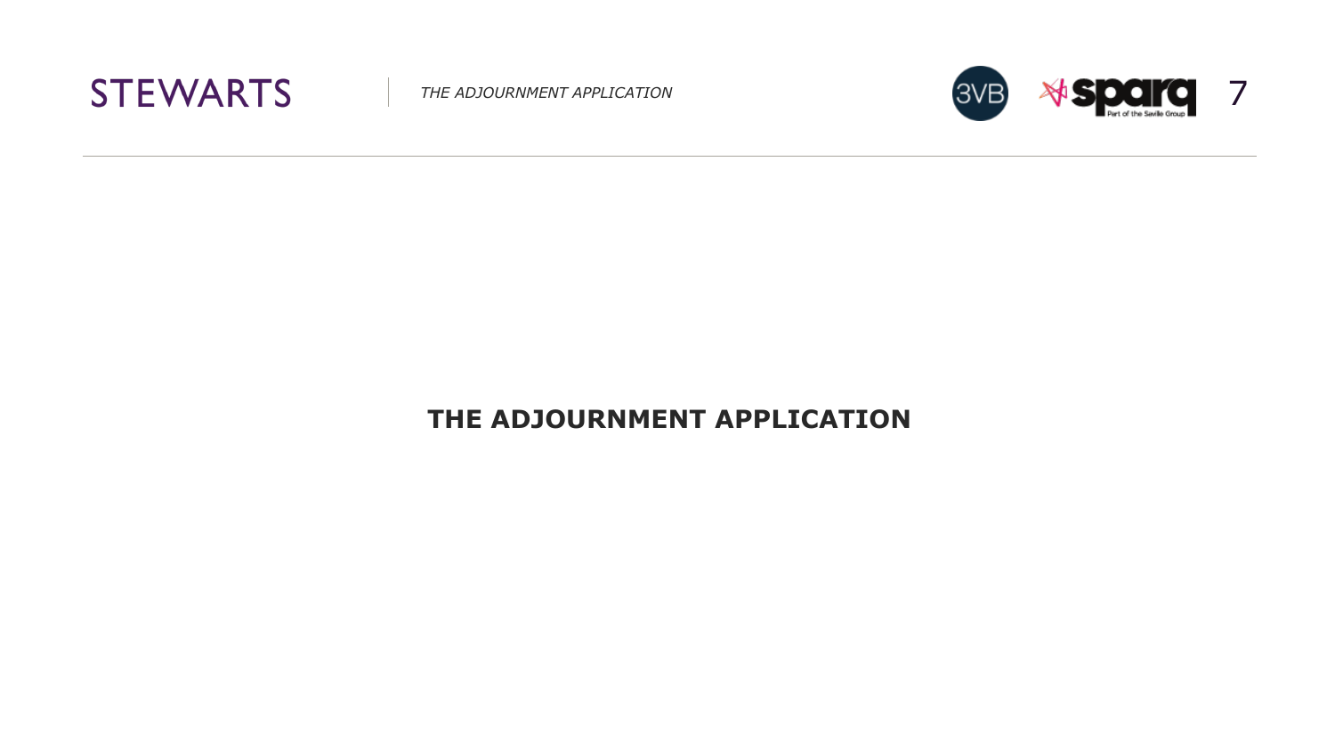# THE ADJOURNMENT APPLICATION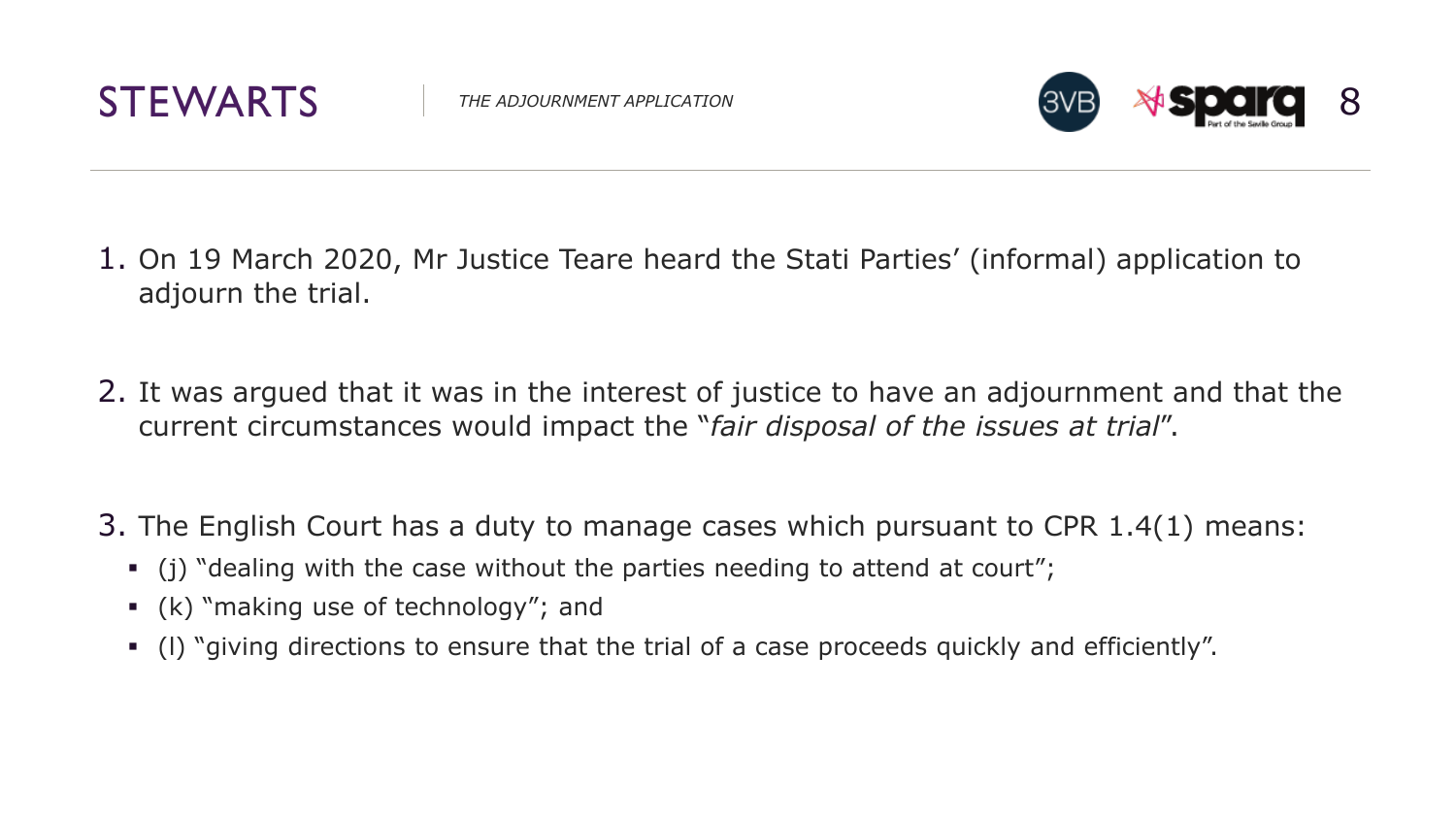## THE ADJOURNMENT APPLICATION

1. On 19 March 2020, Mr Justice Teare heard the Stati Parties' (informal) application to adjourn the trial.

2. It was argued that it was in the interest of justice to have an adjournment and that the current circumstances would impact the "*fair disposal of the issues at trial*".

3. The English Court has a duty to manage cases which pursuant to CPR 1.4(1) means:
   - (j) "dealing with the case without the parties needing to attend at court";
   - (k) "making use of technology"; and
   - (l) "giving directions to ensure that the trial of a case proceeds quickly and efficiently".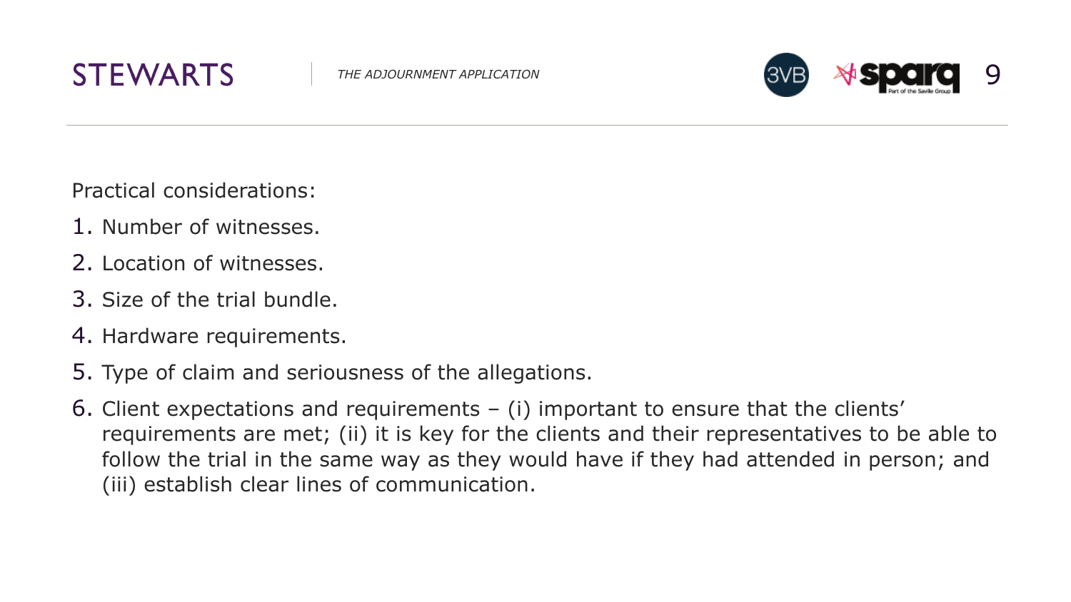Practical considerations:

1. Number of witnesses.
2. Location of witnesses.
3. Size of the trial bundle.
4. Hardware requirements.
5. Type of claim and seriousness of the allegations.
6. Client expectations and requirements – (i) important to ensure that the clients' requirements are met; (ii) it is key for the clients and their representatives to be able to follow the trial in the same way as they would have if they had attended in person; and (iii) establish clear lines of communication.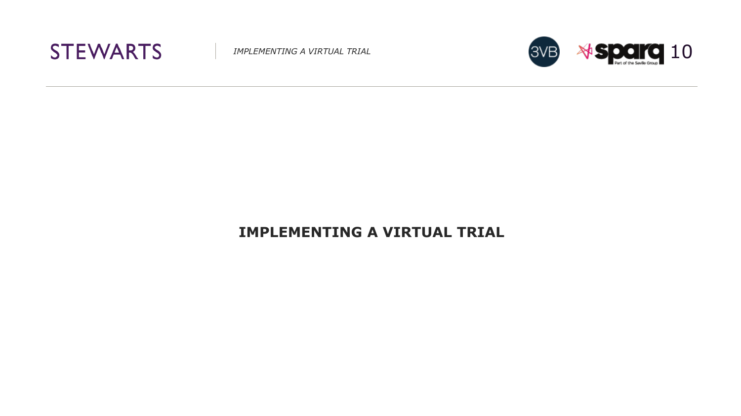# IMPLEMENTING A VIRTUAL TRIAL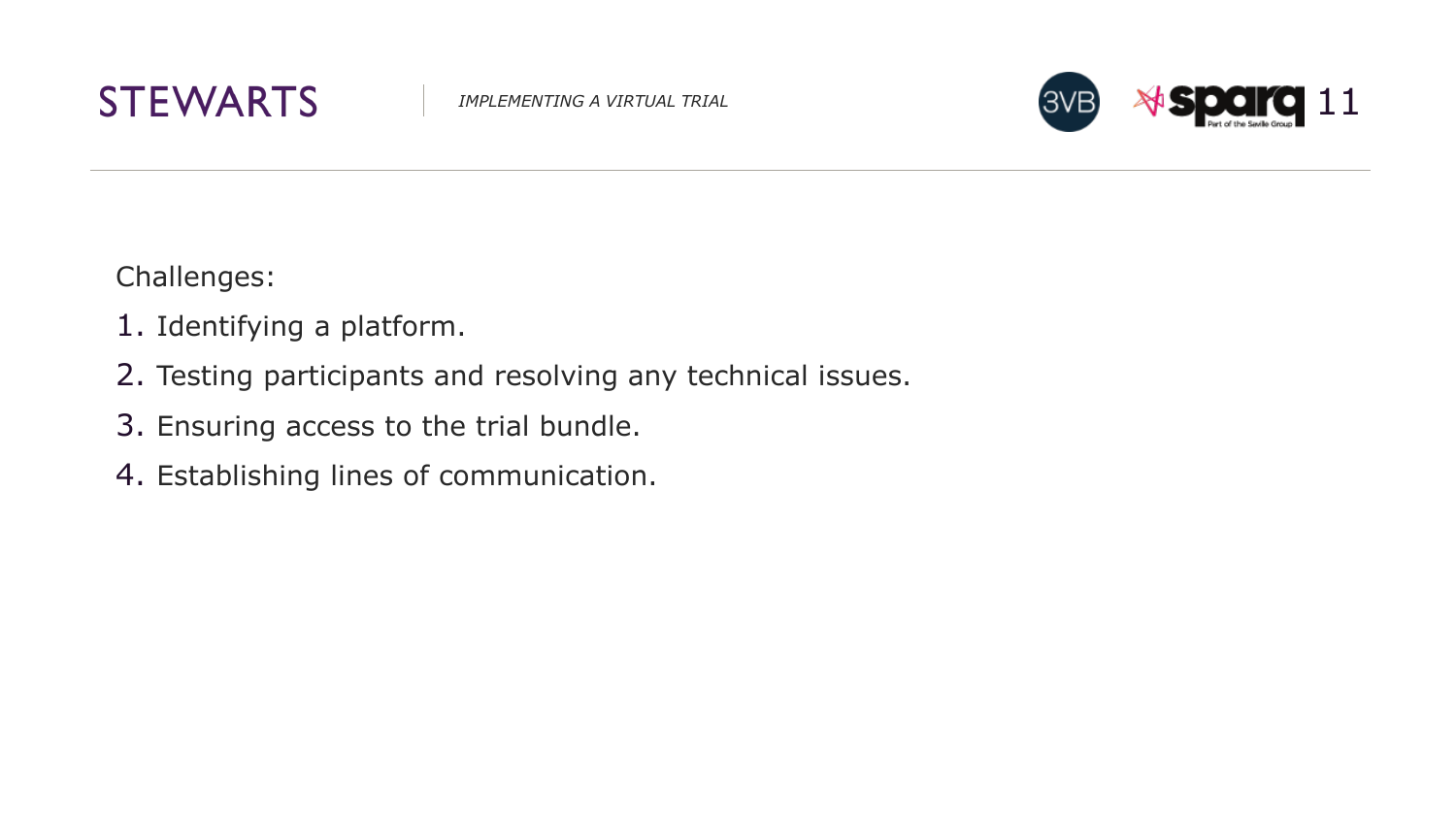Challenges:

1. Identifying a platform.
2. Testing participants and resolving any technical issues.
3. Ensuring access to the trial bundle.
4. Establishing lines of communication.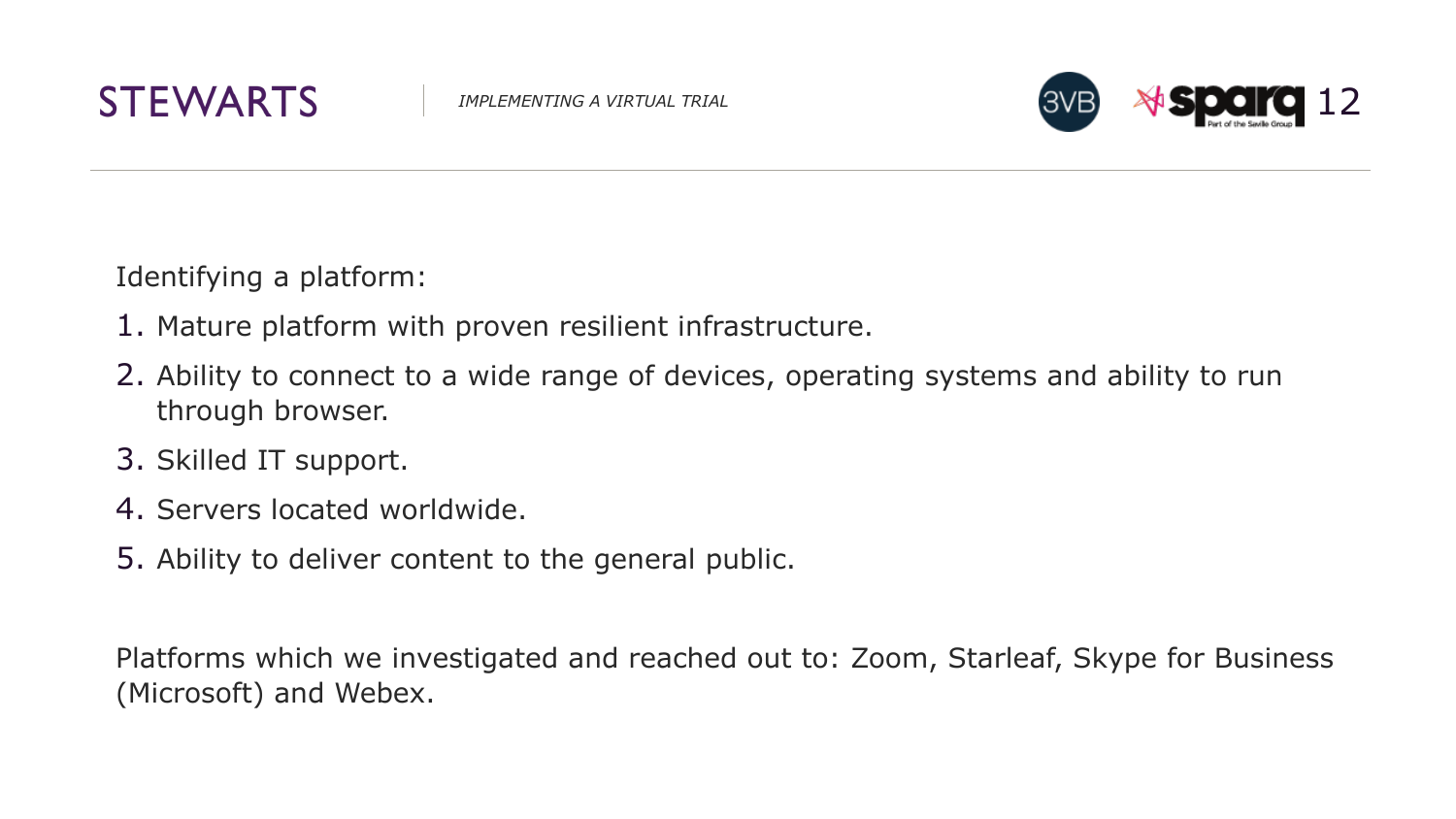Identifying a platform:

1. Mature platform with proven resilient infrastructure.
2. Ability to connect to a wide range of devices, operating systems and ability to run through browser.
3. Skilled IT support.
4. Servers located worldwide.
5. Ability to deliver content to the general public.

Platforms which we investigated and reached out to: Zoom, Starleaf, Skype for Business (Microsoft) and Webex.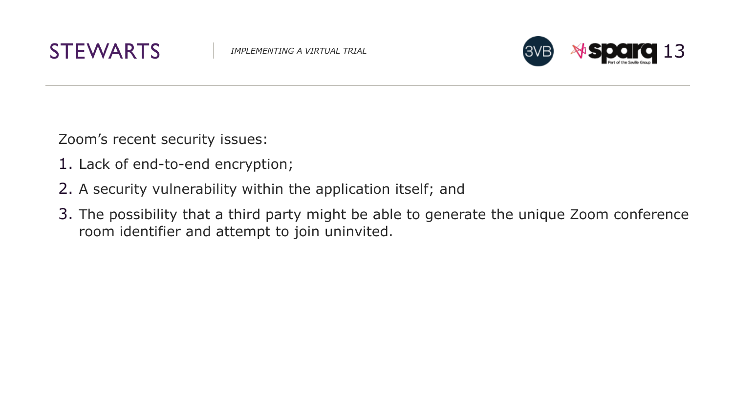Zoom’s recent security issues:

1. Lack of end-to-end encryption;
2. A security vulnerability within the application itself; and
3. The possibility that a third party might be able to generate the unique Zoom conference room identifier and attempt to join uninvited.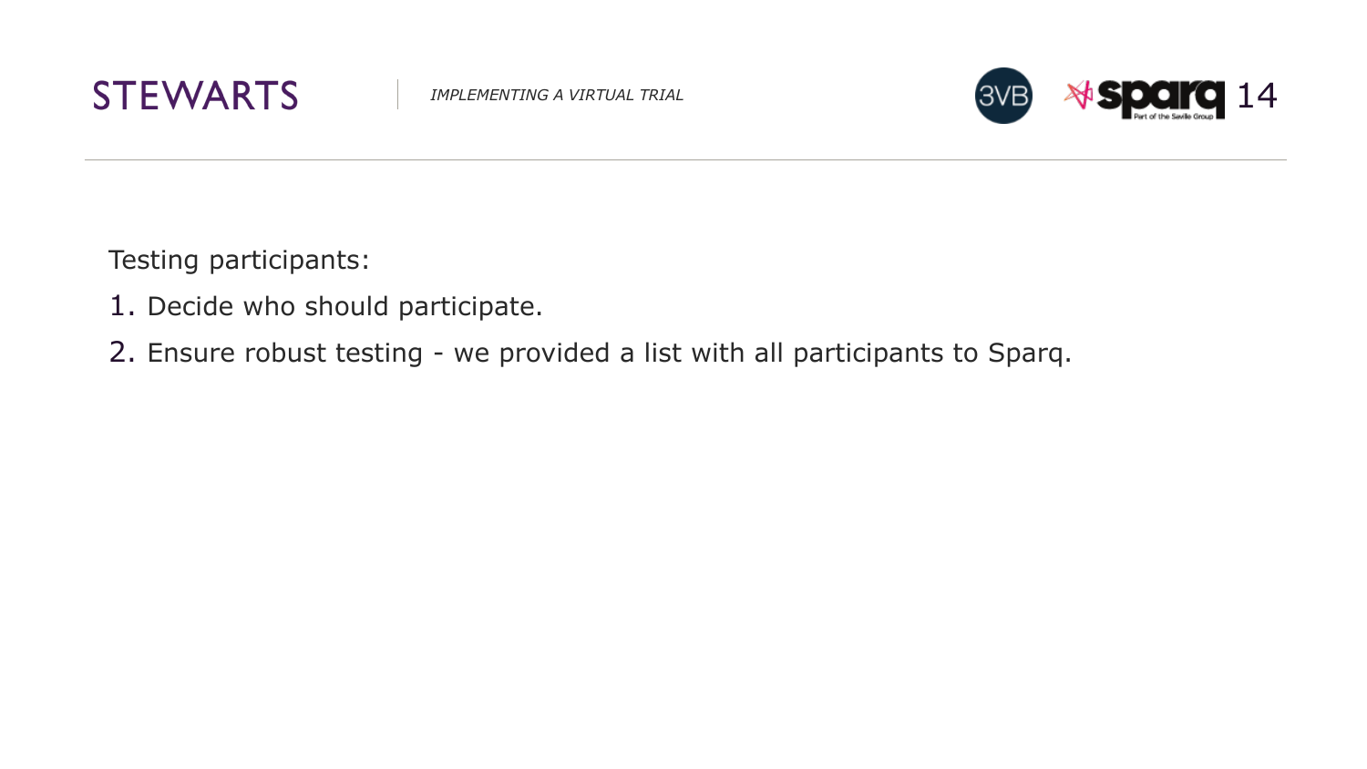Testing participants:

1. Decide who should participate.
2. Ensure robust testing - we provided a list with all participants to Sparq.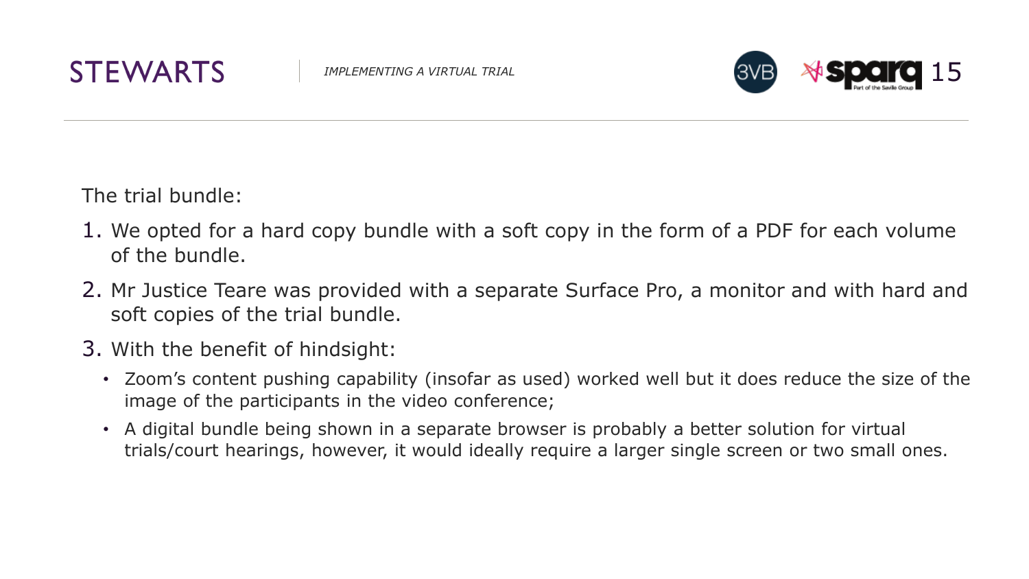The trial bundle:

1. We opted for a hard copy bundle with a soft copy in the form of a PDF for each volume of the bundle.
2. Mr Justice Teare was provided with a separate Surface Pro, a monitor and with hard and soft copies of the trial bundle.
3. With the benefit of hindsight:
   - Zoom's content pushing capability (insofar as used) worked well but it does reduce the size of the image of the participants in the video conference;
   - A digital bundle being shown in a separate browser is probably a better solution for virtual trials/court hearings, however, it would ideally require a larger single screen or two small ones.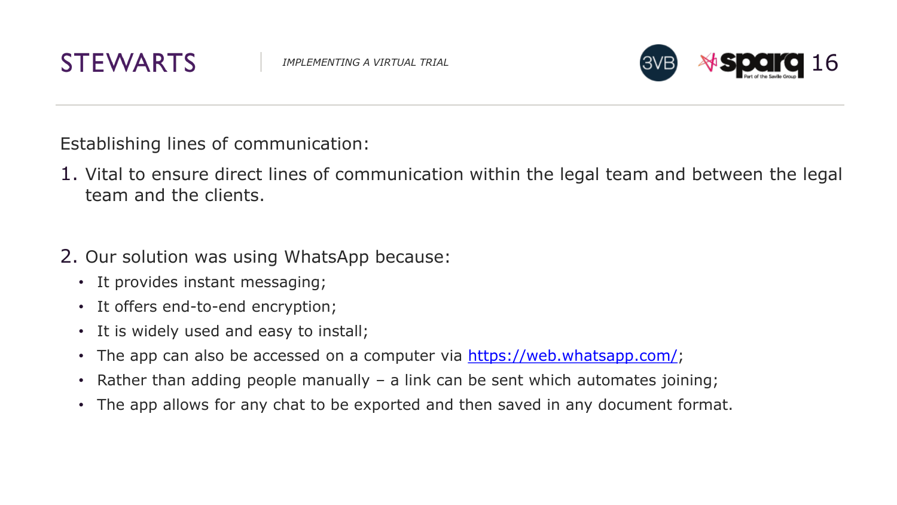Establishing lines of communication:

1. Vital to ensure direct lines of communication within the legal team and between the legal team and the clients.

2. Our solution was using WhatsApp because:
   - It provides instant messaging;
   - It offers end-to-end encryption;
   - It is widely used and easy to install;
   - The app can also be accessed on a computer via https://web.whatsapp.com/;
   - Rather than adding people manually – a link can be sent which automates joining;
   - The app allows for any chat to be exported and then saved in any document format.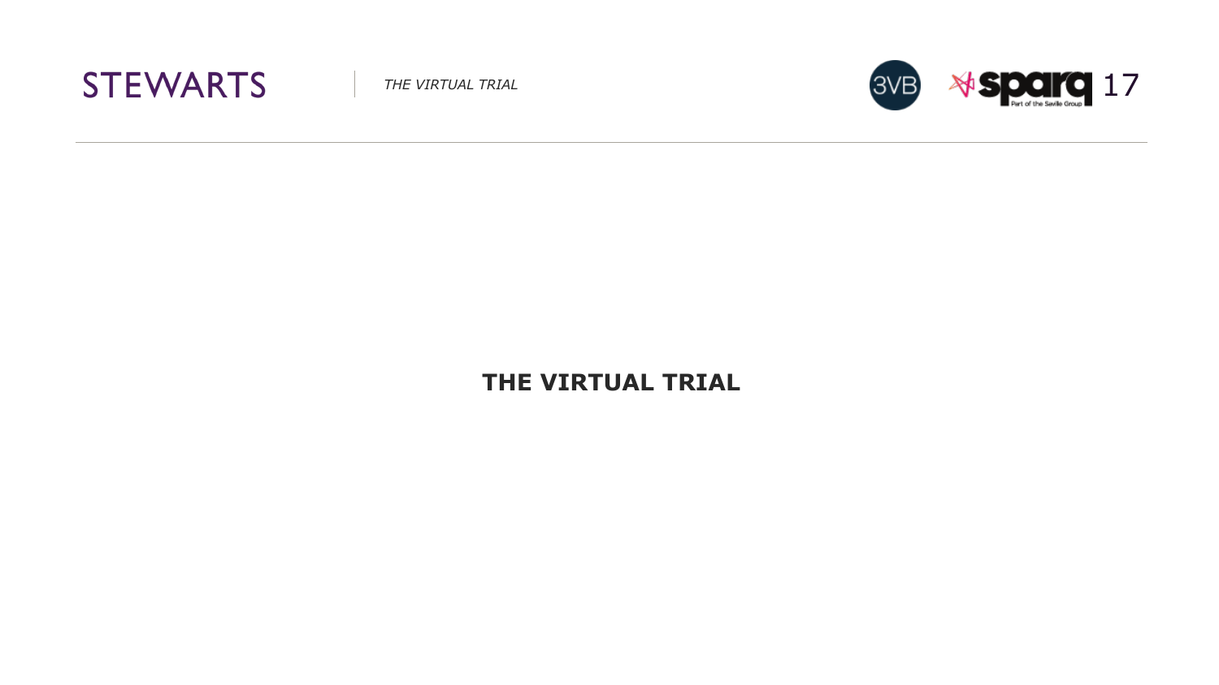# THE VIRTUAL TRIAL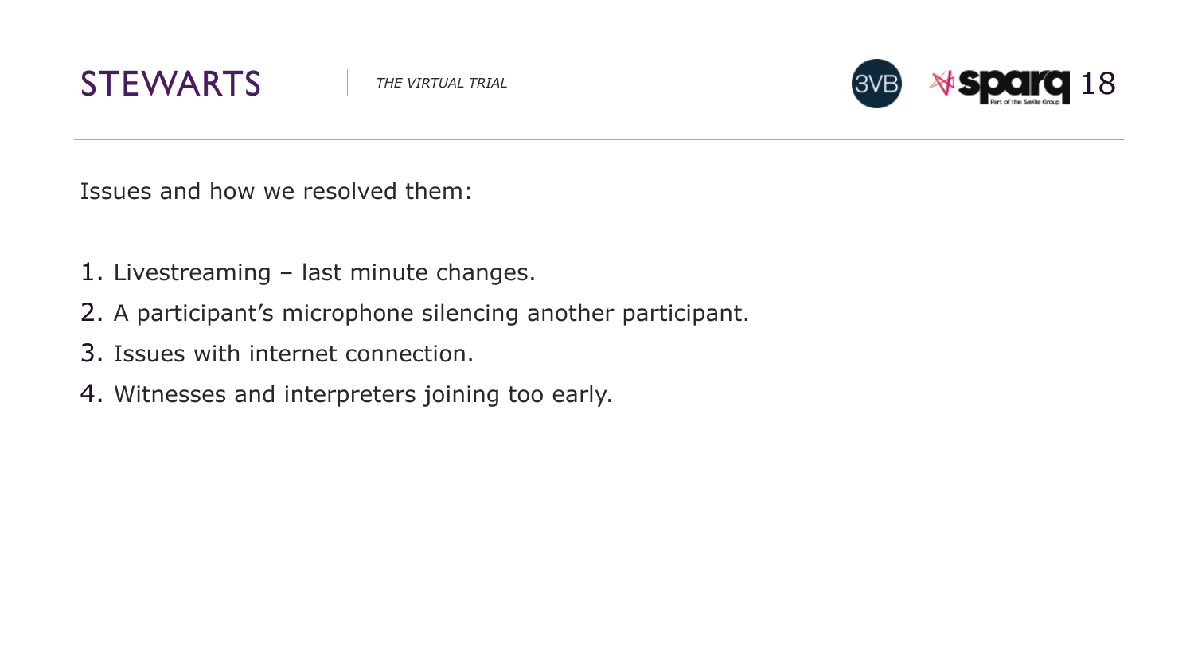Issues and how we resolved them:

1. Livestreaming – last minute changes.
2. A participant’s microphone silencing another participant.
3. Issues with internet connection.
4. Witnesses and interpreters joining too early.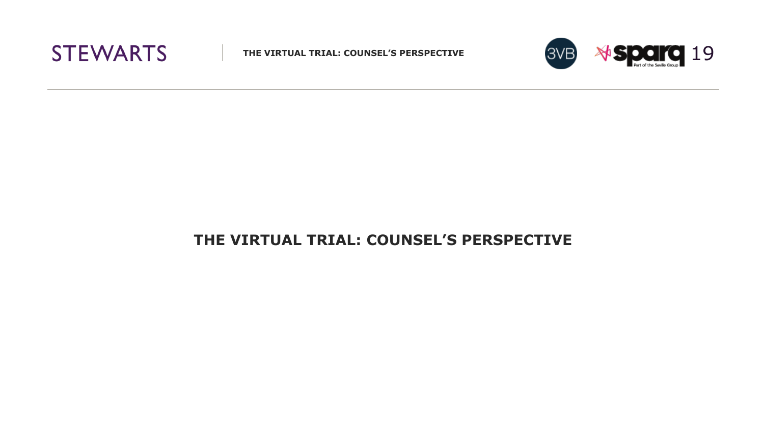# THE VIRTUAL TRIAL: COUNSEL'S PERSPECTIVE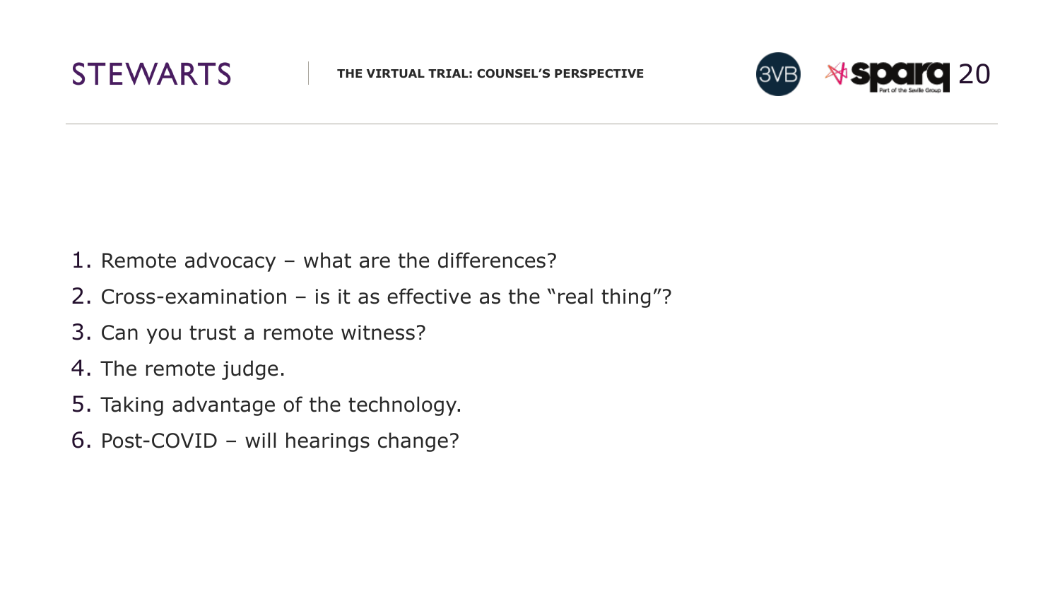1. Remote advocacy – what are the differences?
2. Cross-examination – is it as effective as the "real thing"?
3. Can you trust a remote witness?
4. The remote judge.
5. Taking advantage of the technology.
6. Post-COVID – will hearings change?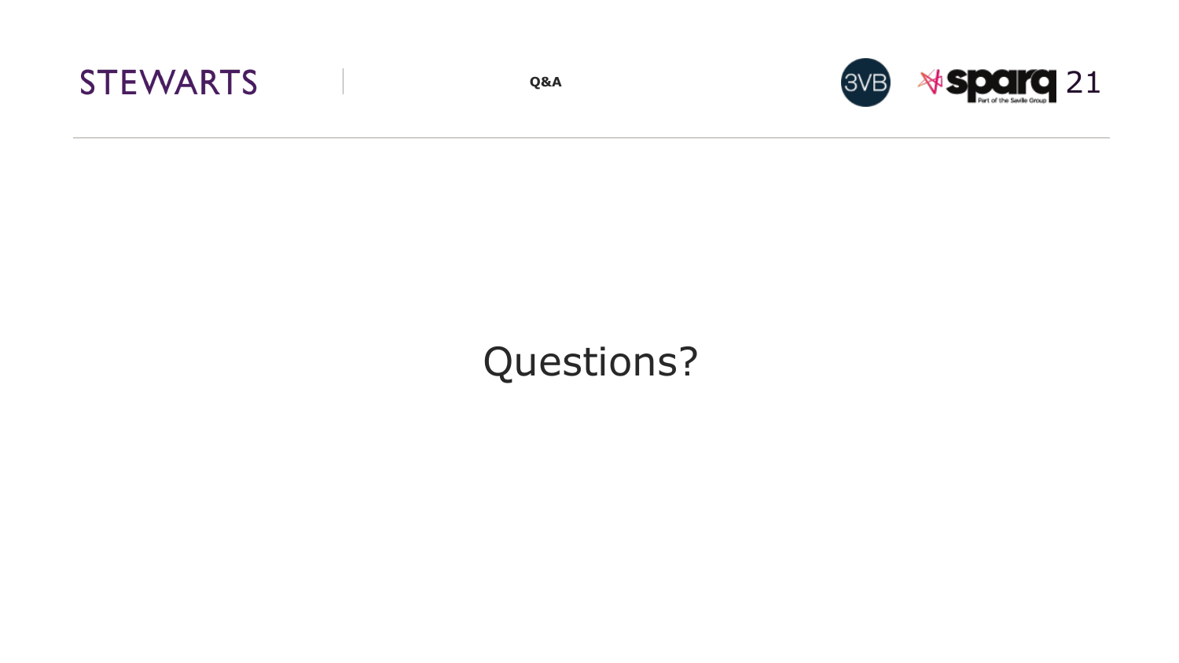Questions?